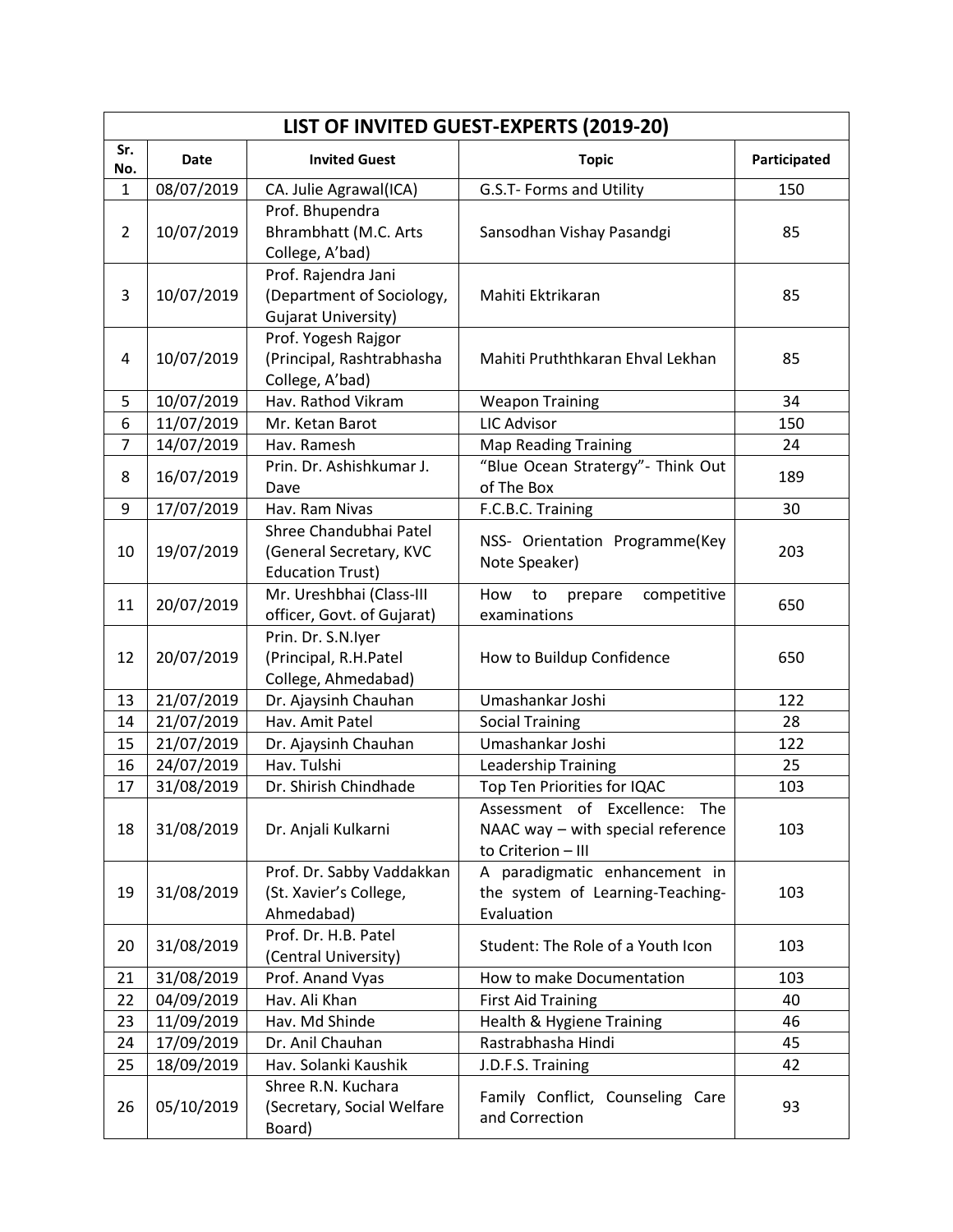# LIST OF INVITED GUEST-EXPERTS (2019-20)

| Sr. No. | Date | Invited Guest | Topic | Participated |
|---|---|---|---|---|
| 1 | 08/07/2019 | CA. Julie Agrawal(ICA) | G.S.T- Forms and Utility | 150 |
| 2 | 10/07/2019 | Prof. Bhupendra Bhrambhatt (M.C. Arts College, A'bad) | Sansodhan Vishay Pasandgi | 85 |
| 3 | 10/07/2019 | Prof. Rajendra Jani (Department of Sociology, Gujarat University) | Mahiti Ektrikaran | 85 |
| 4 | 10/07/2019 | Prof. Yogesh Rajgor (Principal, Rashtrabhasha College, A'bad) | Mahiti Pruththkaran Ehval Lekhan | 85 |
| 5 | 10/07/2019 | Hav. Rathod Vikram | Weapon Training | 34 |
| 6 | 11/07/2019 | Mr. Ketan Barot | LIC Advisor | 150 |
| 7 | 14/07/2019 | Hav. Ramesh | Map Reading Training | 24 |
| 8 | 16/07/2019 | Prin. Dr. Ashishkumar J. Dave | "Blue Ocean Stratergy"- Think Out of The Box | 189 |
| 9 | 17/07/2019 | Hav. Ram Nivas | F.C.B.C. Training | 30 |
| 10 | 19/07/2019 | Shree Chandubhai Patel (General Secretary, KVC Education Trust) | NSS- Orientation Programme(Key Note Speaker) | 203 |
| 11 | 20/07/2019 | Mr. Ureshbhai (Class-III officer, Govt. of Gujarat) | How to prepare competitive examinations | 650 |
| 12 | 20/07/2019 | Prin. Dr. S.N.Iyer (Principal, R.H.Patel College, Ahmedabad) | How to Buildup Confidence | 650 |
| 13 | 21/07/2019 | Dr. Ajaysinh Chauhan | Umashankar Joshi | 122 |
| 14 | 21/07/2019 | Hav. Amit Patel | Social Training | 28 |
| 15 | 21/07/2019 | Dr. Ajaysinh Chauhan | Umashankar Joshi | 122 |
| 16 | 24/07/2019 | Hav. Tulshi | Leadership Training | 25 |
| 17 | 31/08/2019 | Dr. Shirish Chindhade | Top Ten Priorities for IQAC | 103 |
| 18 | 31/08/2019 | Dr. Anjali Kulkarni | Assessment of Excellence: The NAAC way – with special reference to Criterion – III | 103 |
| 19 | 31/08/2019 | Prof. Dr. Sabby Vaddakkan (St. Xavier's College, Ahmedabad) | A paradigmatic enhancement in the system of Learning-Teaching-Evaluation | 103 |
| 20 | 31/08/2019 | Prof. Dr. H.B. Patel (Central University) | Student: The Role of a Youth Icon | 103 |
| 21 | 31/08/2019 | Prof. Anand Vyas | How to make Documentation | 103 |
| 22 | 04/09/2019 | Hav. Ali Khan | First Aid Training | 40 |
| 23 | 11/09/2019 | Hav. Md Shinde | Health & Hygiene Training | 46 |
| 24 | 17/09/2019 | Dr. Anil Chauhan | Rastrabhasha Hindi | 45 |
| 25 | 18/09/2019 | Hav. Solanki Kaushik | J.D.F.S. Training | 42 |
| 26 | 05/10/2019 | Shree R.N. Kuchara (Secretary, Social Welfare Board) | Family Conflict, Counseling Care and Correction | 93 |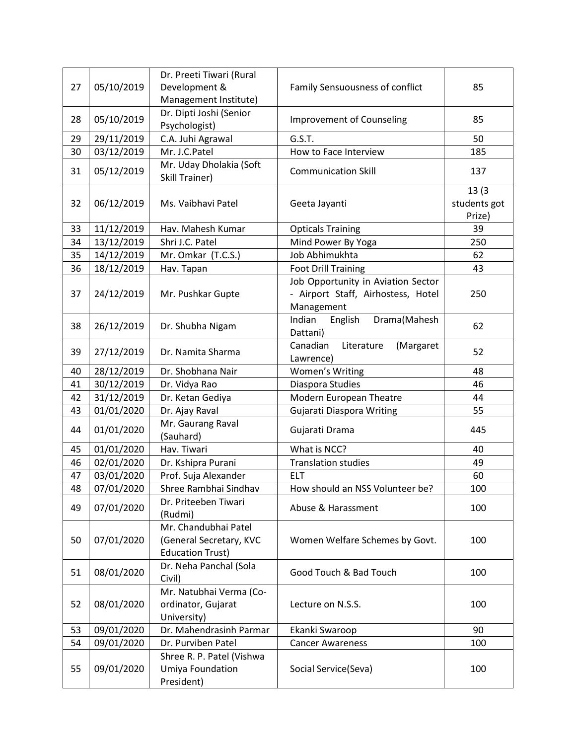| 27 | 05/10/2019 | Dr. Preeti Tiwari (Rural Development & Management Institute) | Family Sensuousness of conflict | 85 |
|---|---|---|---|---|
| 28 | 05/10/2019 | Dr. Dipti Joshi (Senior Psychologist) | Improvement of Counseling | 85 |
| 29 | 29/11/2019 | C.A. Juhi Agrawal | G.S.T. | 50 |
| 30 | 03/12/2019 | Mr. J.C.Patel | How to Face Interview | 185 |
| 31 | 05/12/2019 | Mr. Uday Dholakia (Soft Skill Trainer) | Communication Skill | 137 |
| 32 | 06/12/2019 | Ms. Vaibhavi Patel | Geeta Jayanti | 13 (3 students got Prize) |
| 33 | 11/12/2019 | Hav. Mahesh Kumar | Opticals Training | 39 |
| 34 | 13/12/2019 | Shri J.C. Patel | Mind Power By Yoga | 250 |
| 35 | 14/12/2019 | Mr. Omkar (T.C.S.) | Job Abhimukhta | 62 |
| 36 | 18/12/2019 | Hav. Tapan | Foot Drill Training | 43 |
| 37 | 24/12/2019 | Mr. Pushkar Gupte | Job Opportunity in Aviation Sector - Airport Staff, Airhostess, Hotel Management | 250 |
| 38 | 26/12/2019 | Dr. Shubha Nigam | Indian English Drama(Mahesh Dattani) | 62 |
| 39 | 27/12/2019 | Dr. Namita Sharma | Canadian Literature (Margaret Lawrence) | 52 |
| 40 | 28/12/2019 | Dr. Shobhana Nair | Women's Writing | 48 |
| 41 | 30/12/2019 | Dr. Vidya Rao | Diaspora Studies | 46 |
| 42 | 31/12/2019 | Dr. Ketan Gediya | Modern European Theatre | 44 |
| 43 | 01/01/2020 | Dr. Ajay Raval | Gujarati Diaspora Writing | 55 |
| 44 | 01/01/2020 | Mr. Gaurang Raval (Sauhard) | Gujarati Drama | 445 |
| 45 | 01/01/2020 | Hav. Tiwari | What is NCC? | 40 |
| 46 | 02/01/2020 | Dr. Kshipra Purani | Translation studies | 49 |
| 47 | 03/01/2020 | Prof. Suja Alexander | ELT | 60 |
| 48 | 07/01/2020 | Shree Rambhai Sindhav | How should an NSS Volunteer be? | 100 |
| 49 | 07/01/2020 | Dr. Priteeben Tiwari (Rudmi) | Abuse & Harassment | 100 |
| 50 | 07/01/2020 | Mr. Chandubhai Patel (General Secretary, KVC Education Trust) | Women Welfare Schemes by Govt. | 100 |
| 51 | 08/01/2020 | Dr. Neha Panchal (Sola Civil) | Good Touch & Bad Touch | 100 |
| 52 | 08/01/2020 | Mr. Natubhai Verma (Co-ordinator, Gujarat University) | Lecture on N.S.S. | 100 |
| 53 | 09/01/2020 | Dr. Mahendrasinh Parmar | Ekanki Swaroop | 90 |
| 54 | 09/01/2020 | Dr. Purviben Patel | Cancer Awareness | 100 |
| 55 | 09/01/2020 | Shree R. P. Patel (Vishwa Umiya Foundation President) | Social Service(Seva) | 100 |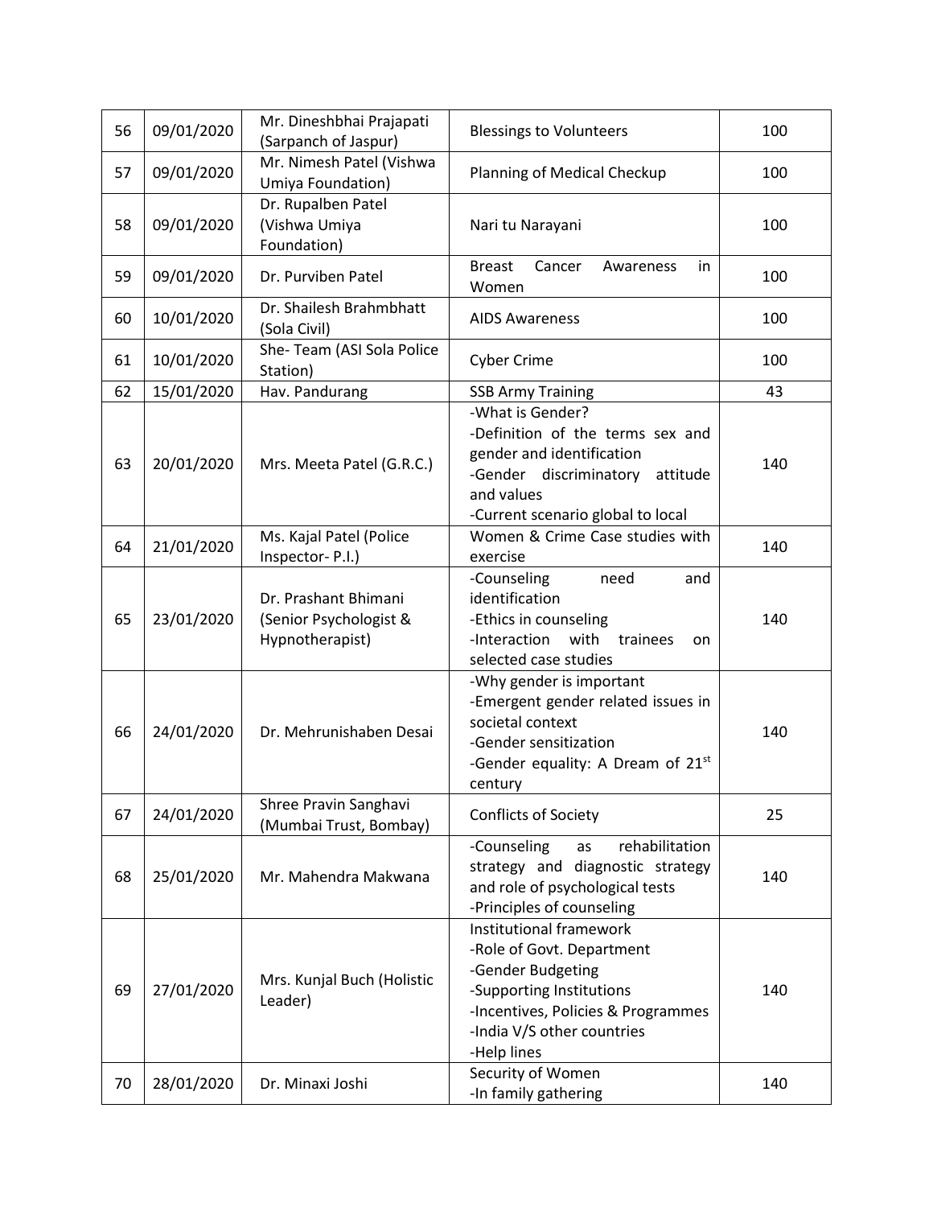| 56 | 09/01/2020 | Mr. Dineshbhai Prajapati (Sarpanch of Jaspur) | Blessings to Volunteers | 100 |
|---|---|---|---|---|
| 57 | 09/01/2020 | Mr. Nimesh Patel (Vishwa Umiya Foundation) | Planning of Medical Checkup | 100 |
| 58 | 09/01/2020 | Dr. Rupalben Patel (Vishwa Umiya Foundation) | Nari tu Narayani | 100 |
| 59 | 09/01/2020 | Dr. Purviben Patel | Breast Cancer Awareness in Women | 100 |
| 60 | 10/01/2020 | Dr. Shailesh Brahmbhatt (Sola Civil) | AIDS Awareness | 100 |
| 61 | 10/01/2020 | She- Team (ASI Sola Police Station) | Cyber Crime | 100 |
| 62 | 15/01/2020 | Hav. Pandurang | SSB Army Training | 43 |
| 63 | 20/01/2020 | Mrs. Meeta Patel (G.R.C.) | -What is Gender?<br>-Definition of the terms sex and gender and identification<br>-Gender discriminatory attitude and values<br>-Current scenario global to local | 140 |
| 64 | 21/01/2020 | Ms. Kajal Patel (Police Inspector- P.I.) | Women & Crime Case studies with exercise | 140 |
| 65 | 23/01/2020 | Dr. Prashant Bhimani (Senior Psychologist & Hypnotherapist) | -Counseling need and identification<br>-Ethics in counseling<br>-Interaction with trainees on selected case studies | 140 |
| 66 | 24/01/2020 | Dr. Mehrunishaben Desai | -Why gender is important<br>-Emergent gender related issues in societal context<br>-Gender sensitization<br>-Gender equality: A Dream of 21st century | 140 |
| 67 | 24/01/2020 | Shree Pravin Sanghavi (Mumbai Trust, Bombay) | Conflicts of Society | 25 |
| 68 | 25/01/2020 | Mr. Mahendra Makwana | -Counseling as rehabilitation strategy and diagnostic strategy and role of psychological tests<br>-Principles of counseling | 140 |
| 69 | 27/01/2020 | Mrs. Kunjal Buch (Holistic Leader) | Institutional framework<br>-Role of Govt. Department<br>-Gender Budgeting<br>-Supporting Institutions<br>-Incentives, Policies & Programmes<br>-India V/S other countries<br>-Help lines | 140 |
| 70 | 28/01/2020 | Dr. Minaxi Joshi | Security of Women<br>-In family gathering | 140 |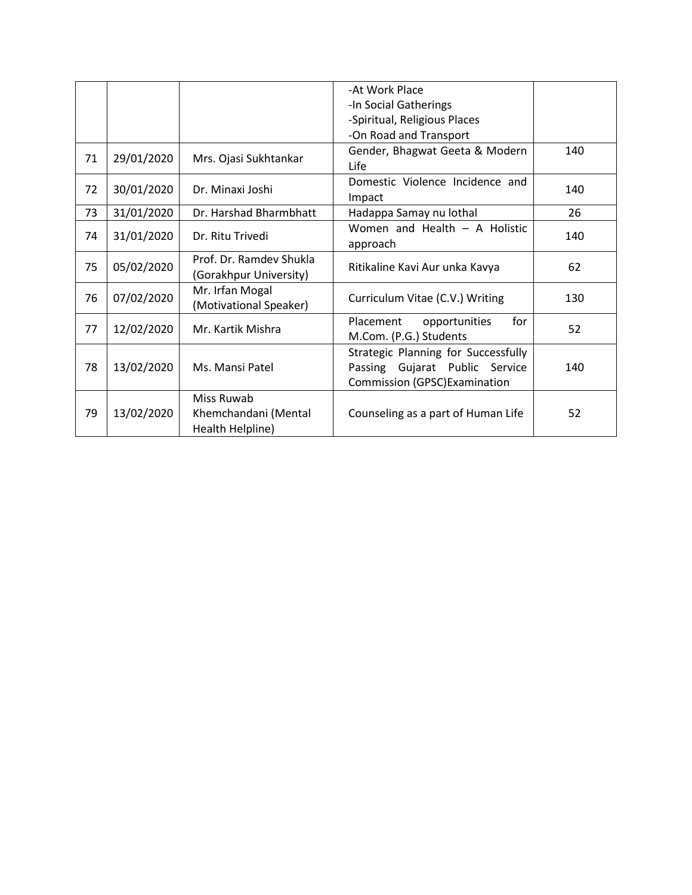| | | | | |
|---|---|---|---|---|
| | | | -At Work Place<br>-In Social Gatherings<br>-Spiritual, Religious Places<br>-On Road and Transport | |
| 71 | 29/01/2020 | Mrs. Ojasi Sukhtankar | Gender, Bhagwat Geeta & Modern Life | 140 |
| 72 | 30/01/2020 | Dr. Minaxi Joshi | Domestic Violence Incidence and Impact | 140 |
| 73 | 31/01/2020 | Dr. Harshad Bharmbhatt | Hadappa Samay nu lothal | 26 |
| 74 | 31/01/2020 | Dr. Ritu Trivedi | Women and Health – A Holistic approach | 140 |
| 75 | 05/02/2020 | Prof. Dr. Ramdev Shukla (Gorakhpur University) | Ritikaline Kavi Aur unka Kavya | 62 |
| 76 | 07/02/2020 | Mr. Irfan Mogal (Motivational Speaker) | Curriculum Vitae (C.V.) Writing | 130 |
| 77 | 12/02/2020 | Mr. Kartik Mishra | Placement opportunities for M.Com. (P.G.) Students | 52 |
| 78 | 13/02/2020 | Ms. Mansi Patel | Strategic Planning for Successfully Passing Gujarat Public Service Commission (GPSC)Examination | 140 |
| 79 | 13/02/2020 | Miss Ruwab Khemchandani (Mental Health Helpline) | Counseling as a part of Human Life | 52 |